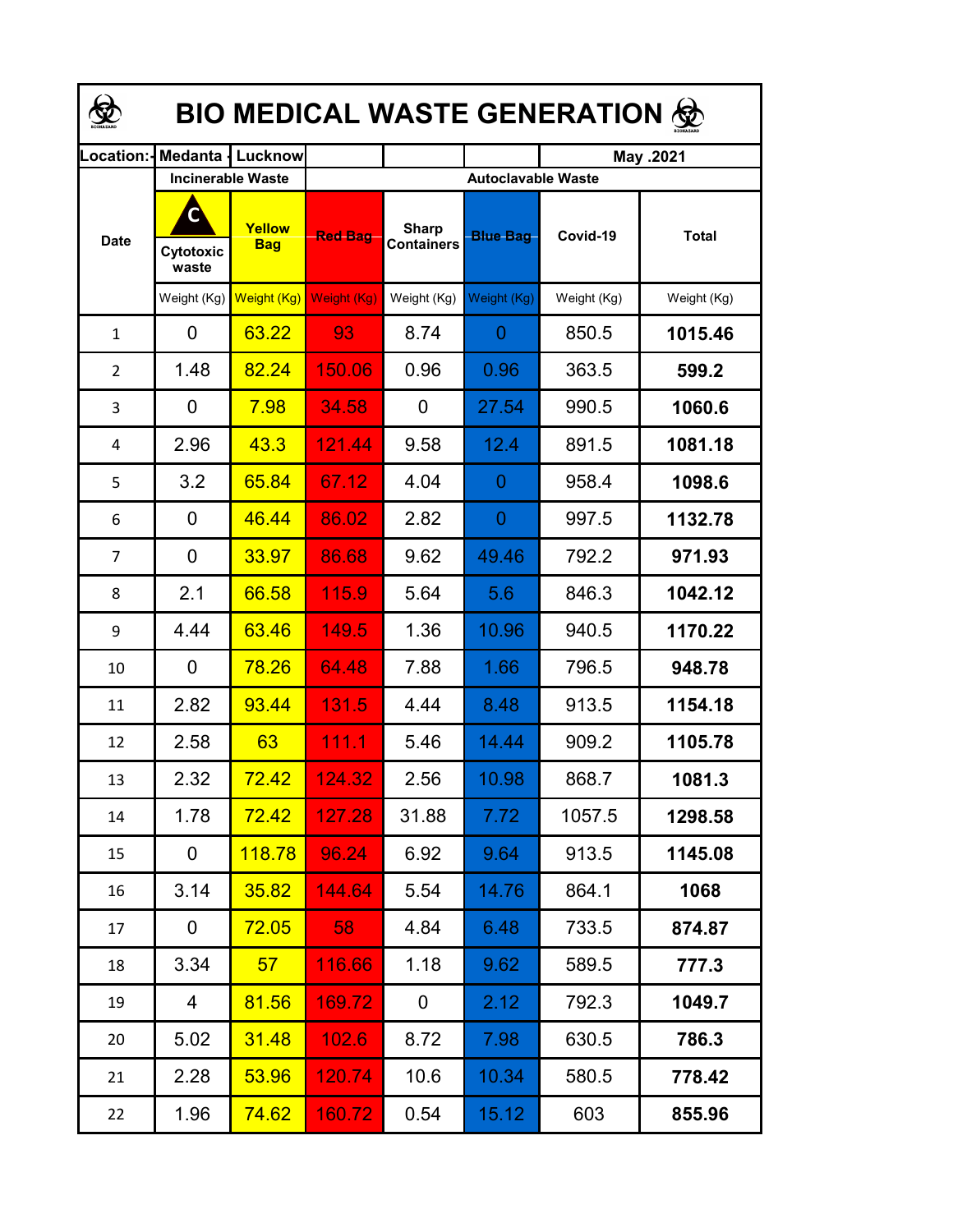# BIO MEDICAL WASTE GENERATION

| Location:- Medanta - Lucknow | | | | | | May .2021 | |
|---|---|---|---|---|---|---|---|
| Date | Incinerable Waste | | Autoclavable Waste | | | | |
| | Cytotoxic waste | Yellow Bag | Red Bag | Sharp Containers | Blue Bag | Covid-19 | Total |
| | Weight (Kg) | Weight (Kg) | Weight (Kg) | Weight (Kg) | Weight (Kg) | Weight (Kg) | Weight (Kg) |
| 1 | 0 | 63.22 | 93 | 8.74 | 0 | 850.5 | **1015.46** |
| 2 | 1.48 | 82.24 | 150.06 | 0.96 | 0.96 | 363.5 | **599.2** |
| 3 | 0 | 7.98 | 34.58 | 0 | 27.54 | 990.5 | **1060.6** |
| 4 | 2.96 | 43.3 | 121.44 | 9.58 | 12.4 | 891.5 | **1081.18** |
| 5 | 3.2 | 65.84 | 67.12 | 4.04 | 0 | 958.4 | **1098.6** |
| 6 | 0 | 46.44 | 86.02 | 2.82 | 0 | 997.5 | **1132.78** |
| 7 | 0 | 33.97 | 86.68 | 9.62 | 49.46 | 792.2 | **971.93** |
| 8 | 2.1 | 66.58 | 115.9 | 5.64 | 5.6 | 846.3 | **1042.12** |
| 9 | 4.44 | 63.46 | 149.5 | 1.36 | 10.96 | 940.5 | **1170.22** |
| 10 | 0 | 78.26 | 64.48 | 7.88 | 1.66 | 796.5 | **948.78** |
| 11 | 2.82 | 93.44 | 131.5 | 4.44 | 8.48 | 913.5 | **1154.18** |
| 12 | 2.58 | 63 | 111.1 | 5.46 | 14.44 | 909.2 | **1105.78** |
| 13 | 2.32 | 72.42 | 124.32 | 2.56 | 10.98 | 868.7 | **1081.3** |
| 14 | 1.78 | 72.42 | 127.28 | 31.88 | 7.72 | 1057.5 | **1298.58** |
| 15 | 0 | 118.78 | 96.24 | 6.92 | 9.64 | 913.5 | **1145.08** |
| 16 | 3.14 | 35.82 | 144.64 | 5.54 | 14.76 | 864.1 | **1068** |
| 17 | 0 | 72.05 | 58 | 4.84 | 6.48 | 733.5 | **874.87** |
| 18 | 3.34 | 57 | 116.66 | 1.18 | 9.62 | 589.5 | **777.3** |
| 19 | 4 | 81.56 | 169.72 | 0 | 2.12 | 792.3 | **1049.7** |
| 20 | 5.02 | 31.48 | 102.6 | 8.72 | 7.98 | 630.5 | **786.3** |
| 21 | 2.28 | 53.96 | 120.74 | 10.6 | 10.34 | 580.5 | **778.42** |
| 22 | 1.96 | 74.62 | 160.72 | 0.54 | 15.12 | 603 | **855.96** |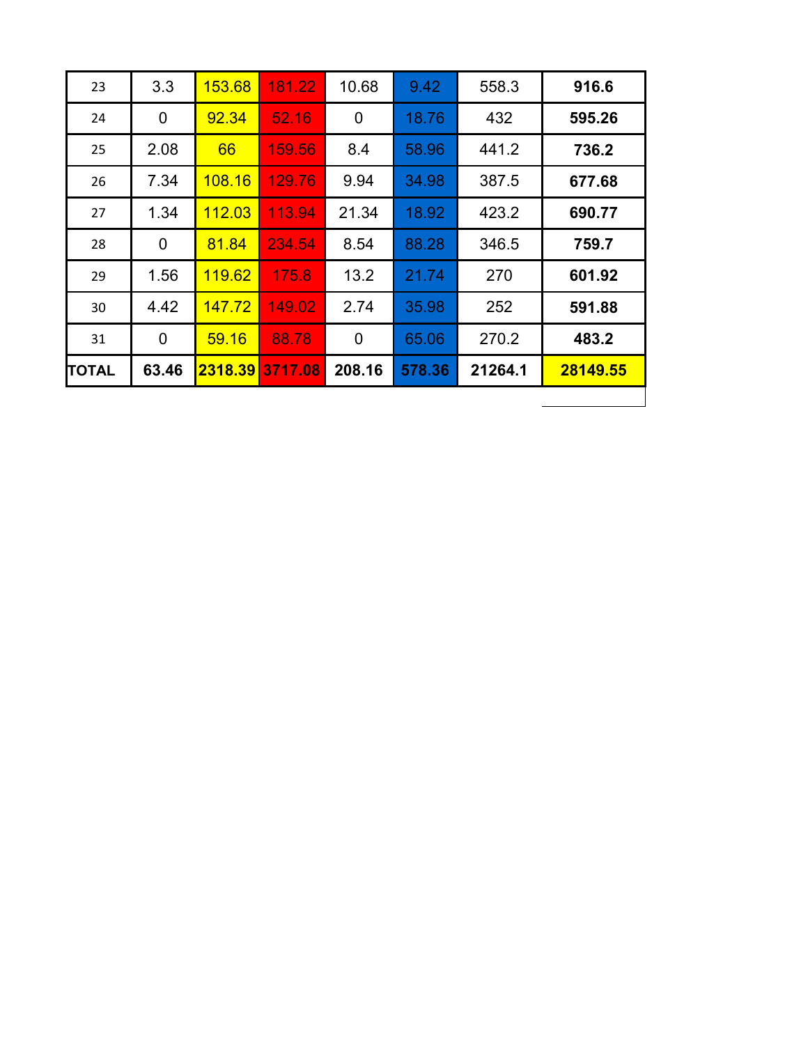| | | | | | | | |
|---|---|---|---|---|---|---|---|
| 23 | 3.3 | 153.68 | 181.22 | 10.68 | 9.42 | 558.3 | **916.6** |
| 24 | 0 | 92.34 | 52.16 | 0 | 18.76 | 432 | **595.26** |
| 25 | 2.08 | 66 | 159.56 | 8.4 | 58.96 | 441.2 | **736.2** |
| 26 | 7.34 | 108.16 | 129.76 | 9.94 | 34.98 | 387.5 | **677.68** |
| 27 | 1.34 | 112.03 | 113.94 | 21.34 | 18.92 | 423.2 | **690.77** |
| 28 | 0 | 81.84 | 234.54 | 8.54 | 88.28 | 346.5 | **759.7** |
| 29 | 1.56 | 119.62 | 175.8 | 13.2 | 21.74 | 270 | **601.92** |
| 30 | 4.42 | 147.72 | 149.02 | 2.74 | 35.98 | 252 | **591.88** |
| 31 | 0 | 59.16 | 88.78 | 0 | 65.06 | 270.2 | **483.2** |
| **TOTAL** | **63.46** | **2318.39** | **3717.08** | **208.16** | **578.36** | **21264.1** | **28149.55** |